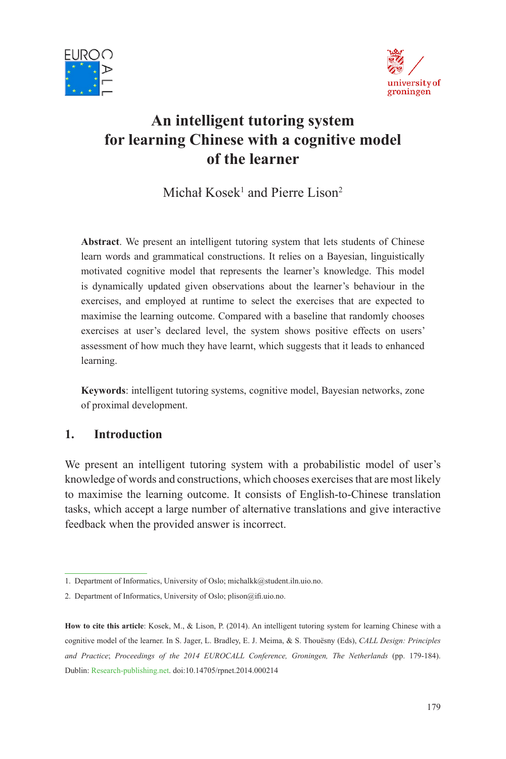# An intelligent tutoring system for learning Chinese with a cognitive model of the learner

Michał Kosek[1] and Pierre Lison[2]

**Abstract**. We present an intelligent tutoring system that lets students of Chinese learn words and grammatical constructions. It relies on a Bayesian, linguistically motivated cognitive model that represents the learner's knowledge. This model is dynamically updated given observations about the learner's behaviour in the exercises, and employed at runtime to select the exercises that are expected to maximise the learning outcome. Compared with a baseline that randomly chooses exercises at user's declared level, the system shows positive effects on users' assessment of how much they have learnt, which suggests that it leads to enhanced learning.

**Keywords**: intelligent tutoring systems, cognitive model, Bayesian networks, zone of proximal development.

## 1. Introduction

We present an intelligent tutoring system with a probabilistic model of user's knowledge of words and constructions, which chooses exercises that are most likely to maximise the learning outcome. It consists of English-to-Chinese translation tasks, which accept a large number of alternative translations and give interactive feedback when the provided answer is incorrect.

---

1. Department of Informatics, University of Oslo; michalkk@student.iln.uio.no.

2. Department of Informatics, University of Oslo; plison@ifi.uio.no.

**How to cite this article**: Kosek, M., & Lison, P. (2014). An intelligent tutoring system for learning Chinese with a cognitive model of the learner. In S. Jager, L. Bradley, E. J. Meima, & S. Thouësny (Eds), *CALL Design: Principles and Practice*; *Proceedings of the 2014 EUROCALL Conference, Groningen, The Netherlands* (pp. 179-184). Dublin: Research-publishing.net. doi:10.14705/rpnet.2014.000214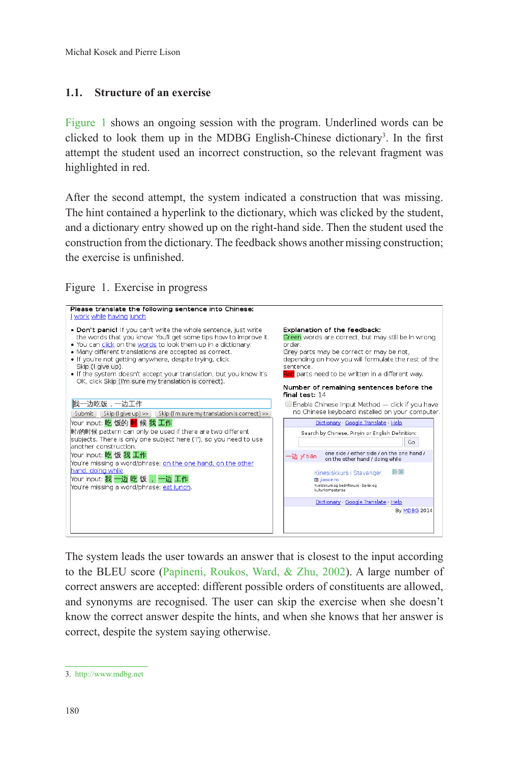### 1.1. Structure of an exercise

Figure 1 shows an ongoing session with the program. Underlined words can be clicked to look them up in the MDBG English-Chinese dictionary[3]. In the first attempt the student used an incorrect construction, so the relevant fragment was highlighted in red.

After the second attempt, the system indicated a construction that was missing. The hint contained a hyperlink to the dictionary, which was clicked by the student, and a dictionary entry showed up on the right-hand side. Then the student used the construction from the dictionary. The feedback shows another missing construction; the exercise is unfinished.

Figure 1. Exercise in progress

The system leads the user towards an answer that is closest to the input according to the BLEU score (Papineni, Roukos, Ward, & Zhu, 2002). A large number of correct answers are accepted: different possible orders of constituents are allowed, and synonyms are recognised. The user can skip the exercise when she doesn't know the correct answer despite the hints, and when she knows that her answer is correct, despite the system saying otherwise.

3. http://www.mdbg.net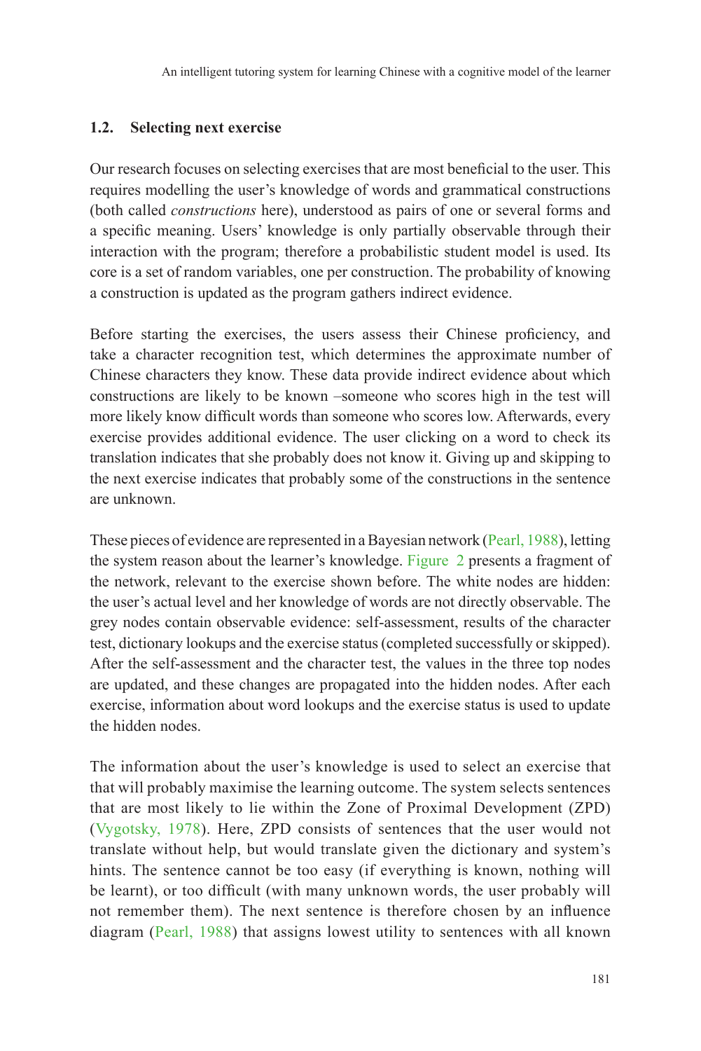### 1.2. Selecting next exercise

Our research focuses on selecting exercises that are most beneficial to the user. This requires modelling the user's knowledge of words and grammatical constructions (both called *constructions* here), understood as pairs of one or several forms and a specific meaning. Users' knowledge is only partially observable through their interaction with the program; therefore a probabilistic student model is used. Its core is a set of random variables, one per construction. The probability of knowing a construction is updated as the program gathers indirect evidence.

Before starting the exercises, the users assess their Chinese proficiency, and take a character recognition test, which determines the approximate number of Chinese characters they know. These data provide indirect evidence about which constructions are likely to be known –someone who scores high in the test will more likely know difficult words than someone who scores low. Afterwards, every exercise provides additional evidence. The user clicking on a word to check its translation indicates that she probably does not know it. Giving up and skipping to the next exercise indicates that probably some of the constructions in the sentence are unknown.

These pieces of evidence are represented in a Bayesian network (Pearl, 1988), letting the system reason about the learner's knowledge. Figure 2 presents a fragment of the network, relevant to the exercise shown before. The white nodes are hidden: the user's actual level and her knowledge of words are not directly observable. The grey nodes contain observable evidence: self-assessment, results of the character test, dictionary lookups and the exercise status (completed successfully or skipped). After the self-assessment and the character test, the values in the three top nodes are updated, and these changes are propagated into the hidden nodes. After each exercise, information about word lookups and the exercise status is used to update the hidden nodes.

The information about the user's knowledge is used to select an exercise that that will probably maximise the learning outcome. The system selects sentences that are most likely to lie within the Zone of Proximal Development (ZPD) (Vygotsky, 1978). Here, ZPD consists of sentences that the user would not translate without help, but would translate given the dictionary and system's hints. The sentence cannot be too easy (if everything is known, nothing will be learnt), or too difficult (with many unknown words, the user probably will not remember them). The next sentence is therefore chosen by an influence diagram (Pearl, 1988) that assigns lowest utility to sentences with all known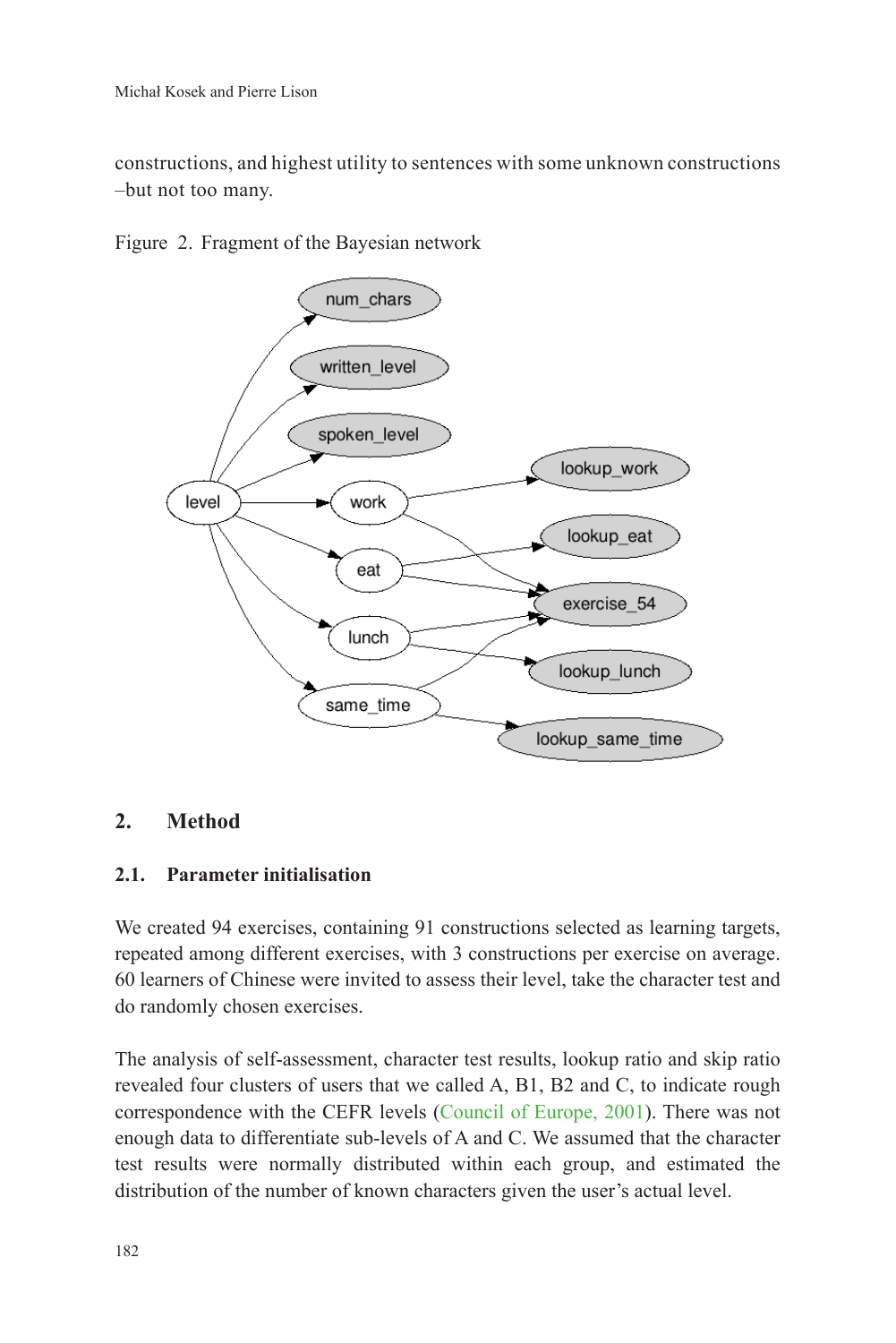constructions, and highest utility to sentences with some unknown constructions –but not too many.

Figure 2. Fragment of the Bayesian network

## 2. Method

### 2.1. Parameter initialisation

We created 94 exercises, containing 91 constructions selected as learning targets, repeated among different exercises, with 3 constructions per exercise on average. 60 learners of Chinese were invited to assess their level, take the character test and do randomly chosen exercises.

The analysis of self-assessment, character test results, lookup ratio and skip ratio revealed four clusters of users that we called A, B1, B2 and C, to indicate rough correspondence with the CEFR levels (Council of Europe, 2001). There was not enough data to differentiate sub-levels of A and C. We assumed that the character test results were normally distributed within each group, and estimated the distribution of the number of known characters given the user's actual level.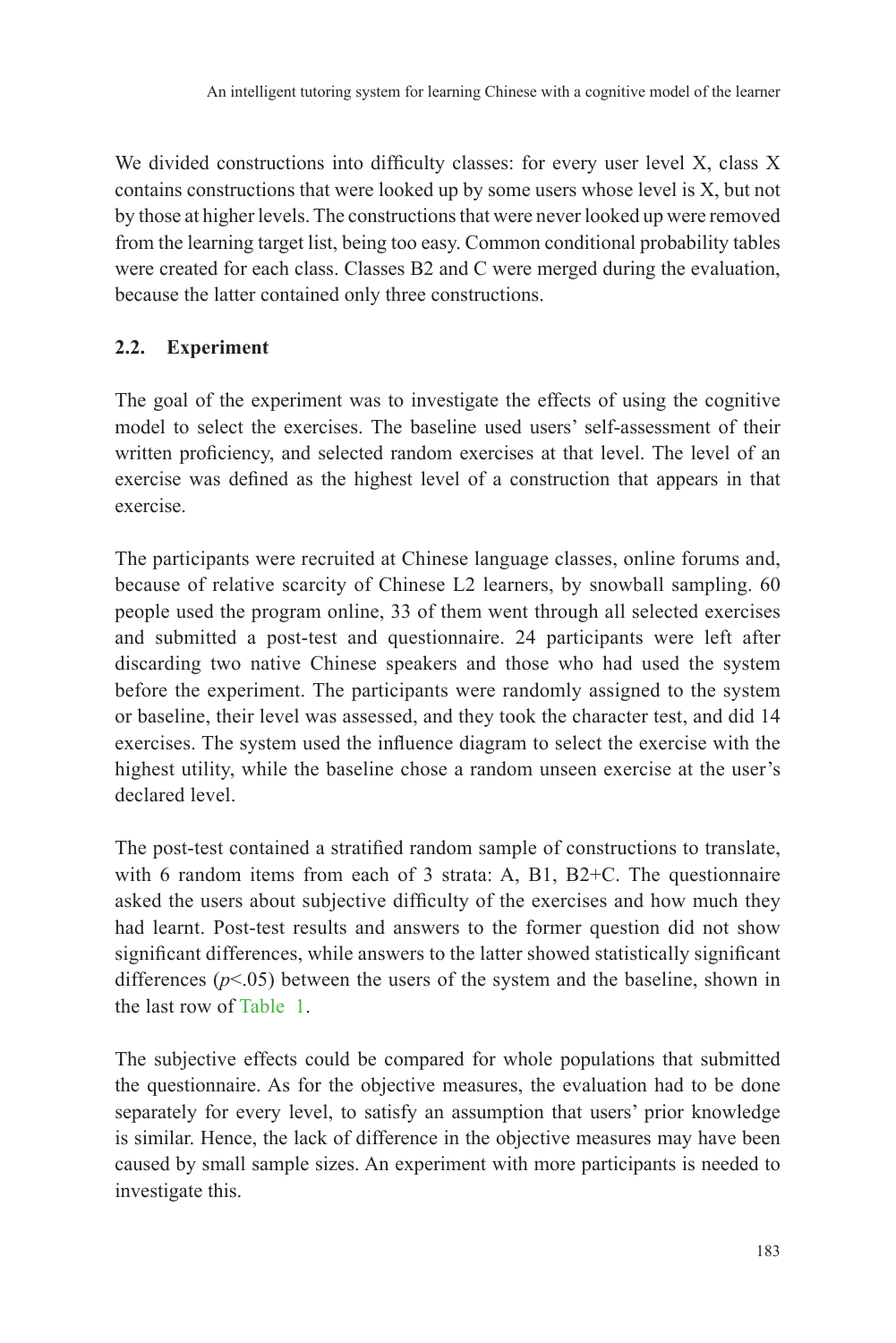We divided constructions into difficulty classes: for every user level X, class X contains constructions that were looked up by some users whose level is X, but not by those at higher levels. The constructions that were never looked up were removed from the learning target list, being too easy. Common conditional probability tables were created for each class. Classes B2 and C were merged during the evaluation, because the latter contained only three constructions.

### 2.2. Experiment

The goal of the experiment was to investigate the effects of using the cognitive model to select the exercises. The baseline used users' self-assessment of their written proficiency, and selected random exercises at that level. The level of an exercise was defined as the highest level of a construction that appears in that exercise.

The participants were recruited at Chinese language classes, online forums and, because of relative scarcity of Chinese L2 learners, by snowball sampling. 60 people used the program online, 33 of them went through all selected exercises and submitted a post-test and questionnaire. 24 participants were left after discarding two native Chinese speakers and those who had used the system before the experiment. The participants were randomly assigned to the system or baseline, their level was assessed, and they took the character test, and did 14 exercises. The system used the influence diagram to select the exercise with the highest utility, while the baseline chose a random unseen exercise at the user's declared level.

The post-test contained a stratified random sample of constructions to translate, with 6 random items from each of 3 strata: A, B1, B2+C. The questionnaire asked the users about subjective difficulty of the exercises and how much they had learnt. Post-test results and answers to the former question did not show significant differences, while answers to the latter showed statistically significant differences ($p<.05$) between the users of the system and the baseline, shown in the last row of Table 1.

The subjective effects could be compared for whole populations that submitted the questionnaire. As for the objective measures, the evaluation had to be done separately for every level, to satisfy an assumption that users' prior knowledge is similar. Hence, the lack of difference in the objective measures may have been caused by small sample sizes. An experiment with more participants is needed to investigate this.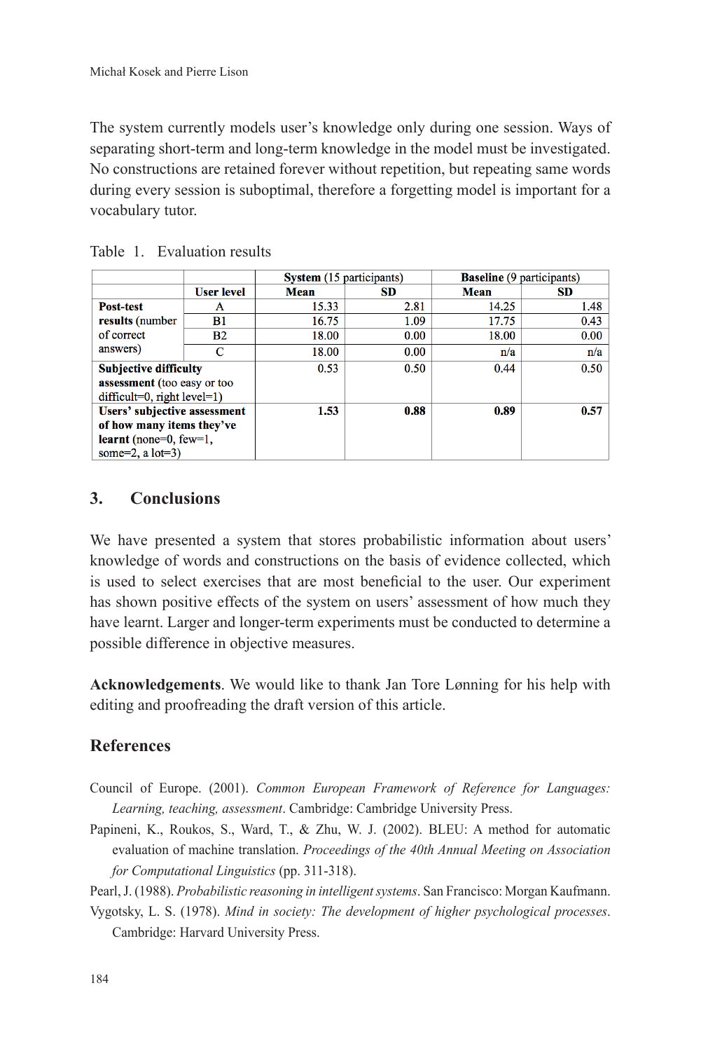The system currently models user's knowledge only during one session. Ways of separating short-term and long-term knowledge in the model must be investigated. No constructions are retained forever without repetition, but repeating same words during every session is suboptimal, therefore a forgetting model is important for a vocabulary tutor.

Table 1. Evaluation results

| | | **System** (15 participants) | | **Baseline** (9 participants) | |
|---|---|---|---|---|---|
| | **User level** | **Mean** | **SD** | **Mean** | **SD** |
| **Post-test results** (number of correct answers) | A | 15.33 | 2.81 | 14.25 | 1.48 |
| | B1 | 16.75 | 1.09 | 17.75 | 0.43 |
| | B2 | 18.00 | 0.00 | 18.00 | 0.00 |
| | C | 18.00 | 0.00 | n/a | n/a |
| **Subjective difficulty assessment** (too easy or too difficult=0, right level=1) | | 0.53 | 0.50 | 0.44 | 0.50 |
| **Users' subjective assessment of how many items they've learnt** (none=0, few=1, some=2, a lot=3) | | **1.53** | **0.88** | **0.89** | **0.57** |

## 3. Conclusions

We have presented a system that stores probabilistic information about users' knowledge of words and constructions on the basis of evidence collected, which is used to select exercises that are most beneficial to the user. Our experiment has shown positive effects of the system on users' assessment of how much they have learnt. Larger and longer-term experiments must be conducted to determine a possible difference in objective measures.

**Acknowledgements**. We would like to thank Jan Tore Lønning for his help with editing and proofreading the draft version of this article.

## References

Council of Europe. (2001). *Common European Framework of Reference for Languages: Learning, teaching, assessment*. Cambridge: Cambridge University Press.

Papineni, K., Roukos, S., Ward, T., & Zhu, W. J. (2002). BLEU: A method for automatic evaluation of machine translation. *Proceedings of the 40th Annual Meeting on Association for Computational Linguistics* (pp. 311-318).

Pearl, J. (1988). *Probabilistic reasoning in intelligent systems*. San Francisco: Morgan Kaufmann.

Vygotsky, L. S. (1978). *Mind in society: The development of higher psychological processes*. Cambridge: Harvard University Press.